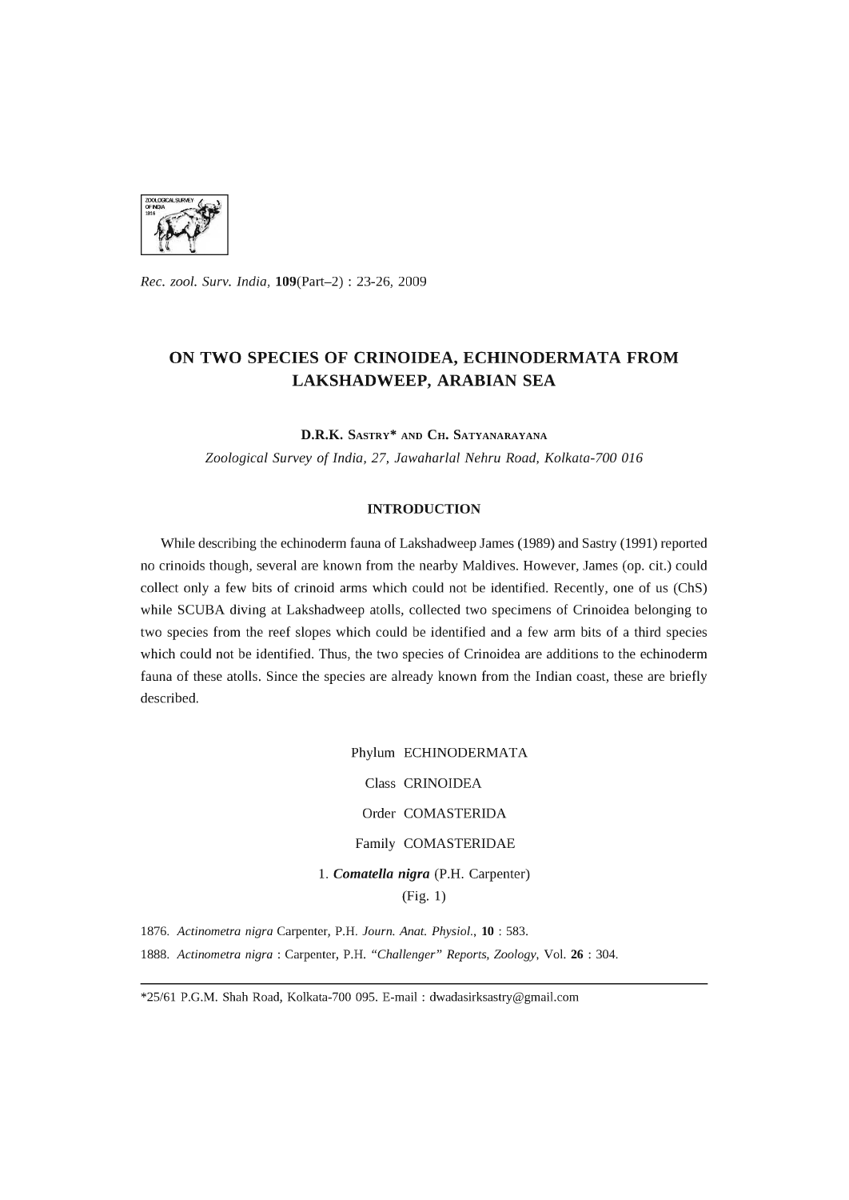# ON TWO SPECIES OF CRINOIDEA, ECHINODERMATA FROM LAKSHADWEEP, ARABIAN SEA

**D.R.K. Sastry*** **and Ch. Satyanarayana**

*Zoological Survey of India, 27, Jawaharlal Nehru Road, Kolkata-700 016*

## INTRODUCTION

While describing the echinoderm fauna of Lakshadweep James (1989) and Sastry (1991) reported no crinoids though, several are known from the nearby Maldives. However, James (op. cit.) could collect only a few bits of crinoid arms which could not be identified. Recently, one of us (ChS) while SCUBA diving at Lakshadweep atolls, collected two specimens of Crinoidea belonging to two species from the reef slopes which could be identified and a few arm bits of a third species which could not be identified. Thus, the two species of Crinoidea are additions to the echinoderm fauna of these atolls. Since the species are already known from the Indian coast, these are briefly described.

Phylum ECHINODERMATA

Class CRINOIDEA

Order COMASTERIDA

Family COMASTERIDAE

### 1. ***Comatella nigra*** (P.H. Carpenter)

(Fig. 1)

1876. *Actinometra nigra* Carpenter, P.H. *Journ. Anat. Physiol.*, **10** : 583.

1888. *Actinometra nigra* : Carpenter, P.H. *"Challenger" Reports, Zoology*, Vol. **26** : 304.

---

*25/61 P.G.M. Shah Road, Kolkata-700 095. E-mail : dwadasirksastry@gmail.com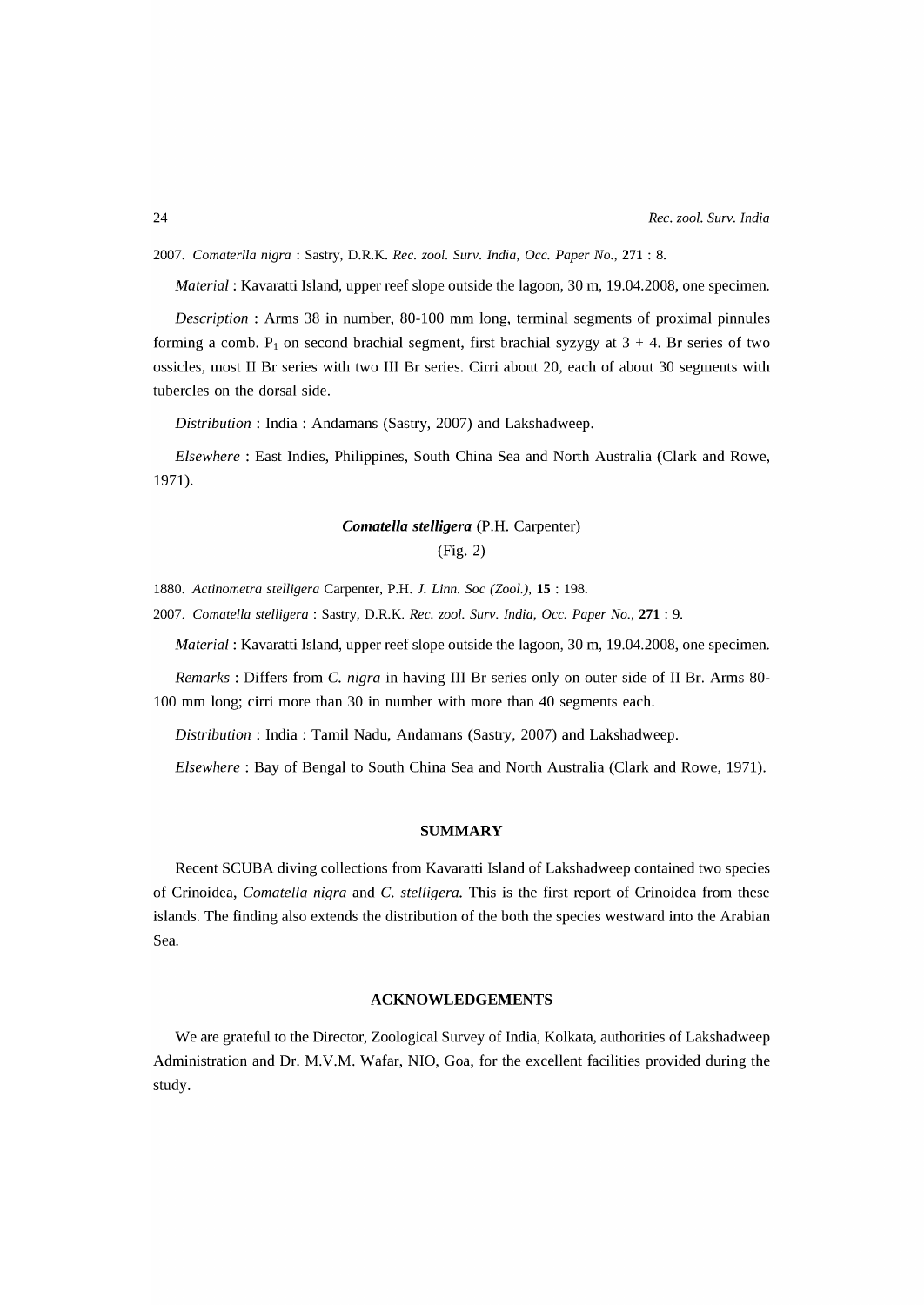2007. *Comaterlla nigra* : Sastry, D.R.K. *Rec. zool. Surv. India, Occ. Paper No.*, **271** : 8.

*Material* : Kavaratti Island, upper reef slope outside the lagoon, 30 m, 19.04.2008, one specimen.

*Description* : Arms 38 in number, 80-100 mm long, terminal segments of proximal pinnules forming a comb. $P_1$ on second brachial segment, first brachial syzygy at 3 + 4. Br series of two ossicles, most II Br series with two III Br series. Cirri about 20, each of about 30 segments with tubercles on the dorsal side.

*Distribution* : India : Andamans (Sastry, 2007) and Lakshadweep.

*Elsewhere* : East Indies, Philippines, South China Sea and North Australia (Clark and Rowe, 1971).

### ***Comatella stelligera*** (P.H. Carpenter)

(Fig. 2)

1880. *Actinometra stelligera* Carpenter, P.H. *J. Linn. Soc (Zool.)*, **15** : 198.

2007. *Comatella stelligera* : Sastry, D.R.K. *Rec. zool. Surv. India, Occ. Paper No.*, **271** : 9.

*Material* : Kavaratti Island, upper reef slope outside the lagoon, 30 m, 19.04.2008, one specimen.

*Remarks* : Differs from *C. nigra* in having III Br series only on outer side of II Br. Arms 80-100 mm long; cirri more than 30 in number with more than 40 segments each.

*Distribution* : India : Tamil Nadu, Andamans (Sastry, 2007) and Lakshadweep.

*Elsewhere* : Bay of Bengal to South China Sea and North Australia (Clark and Rowe, 1971).

## SUMMARY

Recent SCUBA diving collections from Kavaratti Island of Lakshadweep contained two species of Crinoidea, *Comatella nigra* and *C. stelligera.* This is the first report of Crinoidea from these islands. The finding also extends the distribution of the both the species westward into the Arabian Sea.

## ACKNOWLEDGEMENTS

We are grateful to the Director, Zoological Survey of India, Kolkata, authorities of Lakshadweep Administration and Dr. M.V.M. Wafar, NIO, Goa, for the excellent facilities provided during the study.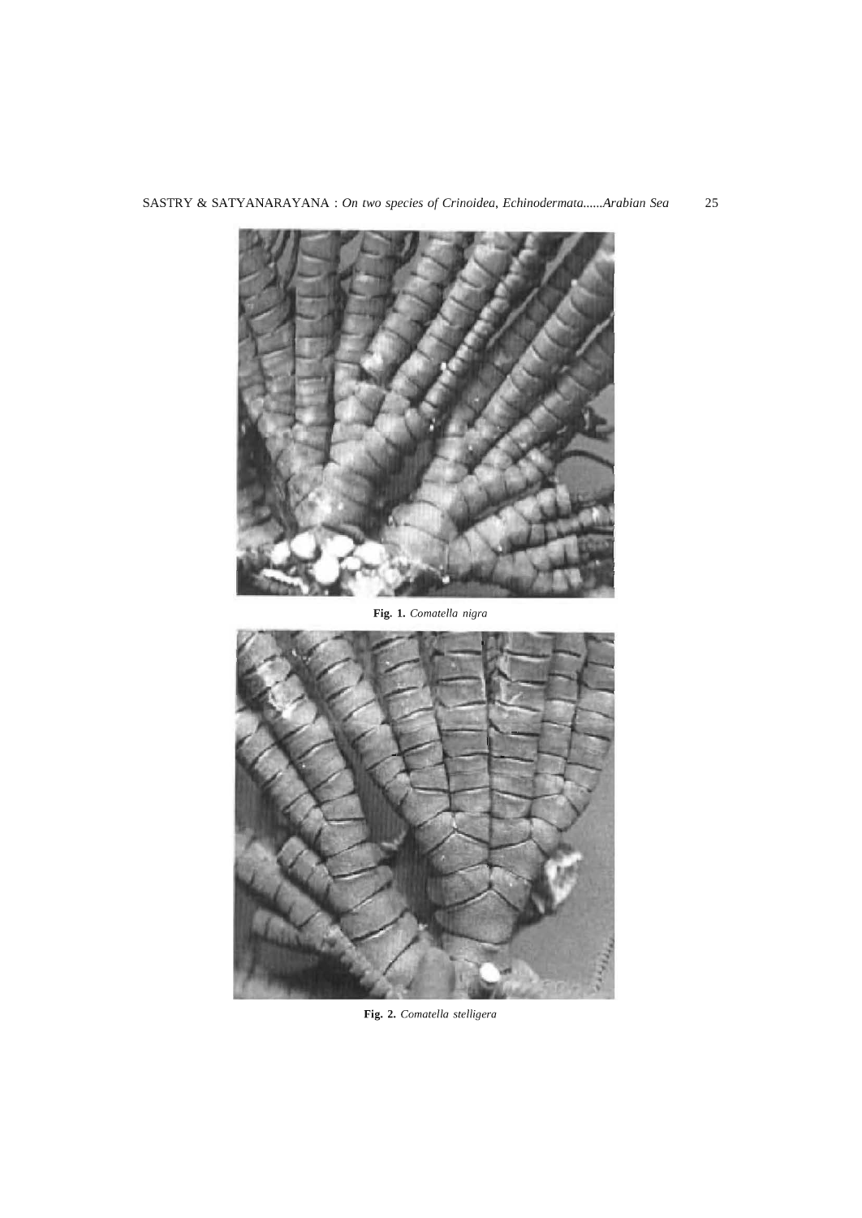**Fig. 1.** *Comatella nigra*

**Fig. 2.** *Comatella stelligera*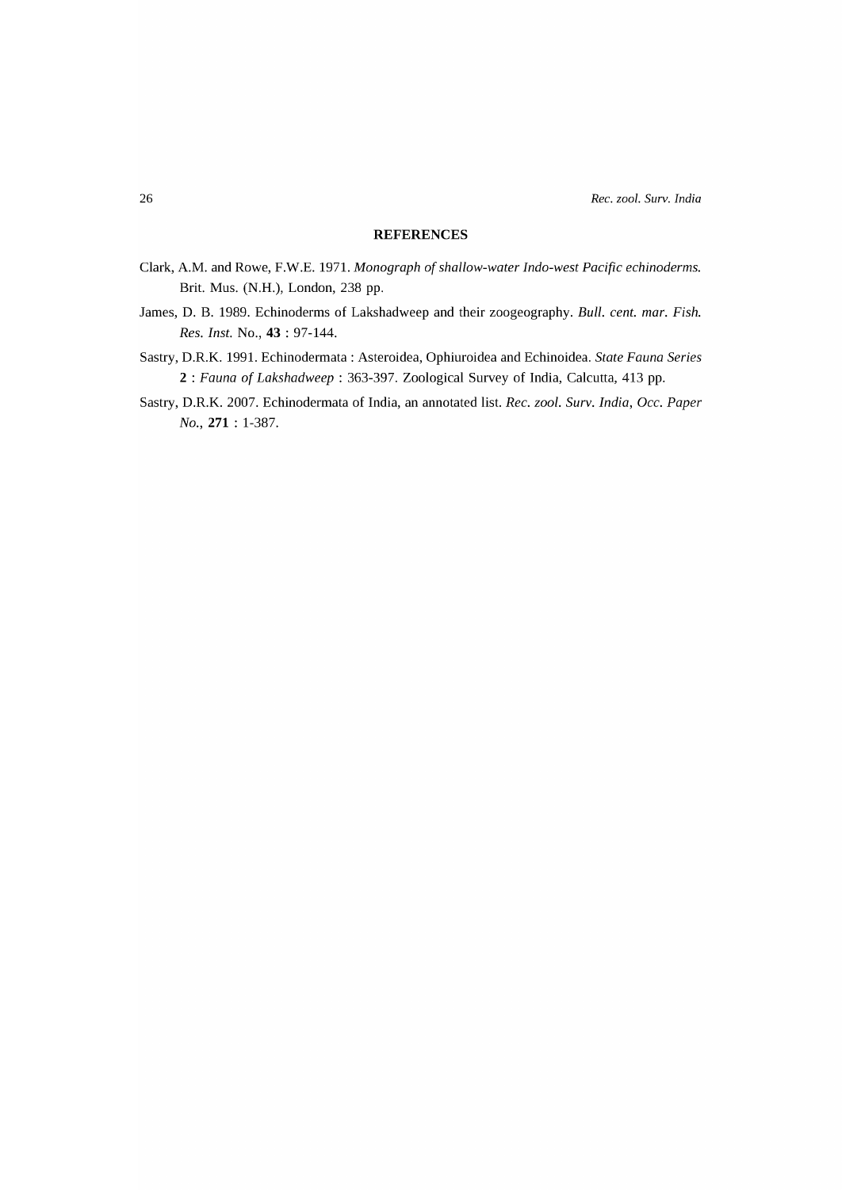## REFERENCES

Clark, A.M. and Rowe, F.W.E. 1971. *Monograph of shallow-water Indo-west Pacific echinoderms.* Brit. Mus. (N.H.), London, 238 pp.

James, D. B. 1989. Echinoderms of Lakshadweep and their zoogeography. *Bull. cent. mar. Fish. Res. Inst.* No., **43** : 97-144.

Sastry, D.R.K. 1991. Echinodermata : Asteroidea, Ophiuroidea and Echinoidea. *State Fauna Series* **2** : *Fauna of Lakshadweep* : 363-397. Zoological Survey of India, Calcutta, 413 pp.

Sastry, D.R.K. 2007. Echinodermata of India, an annotated list. *Rec. zool. Surv. India*, *Occ. Paper No.*, **271** : 1-387.